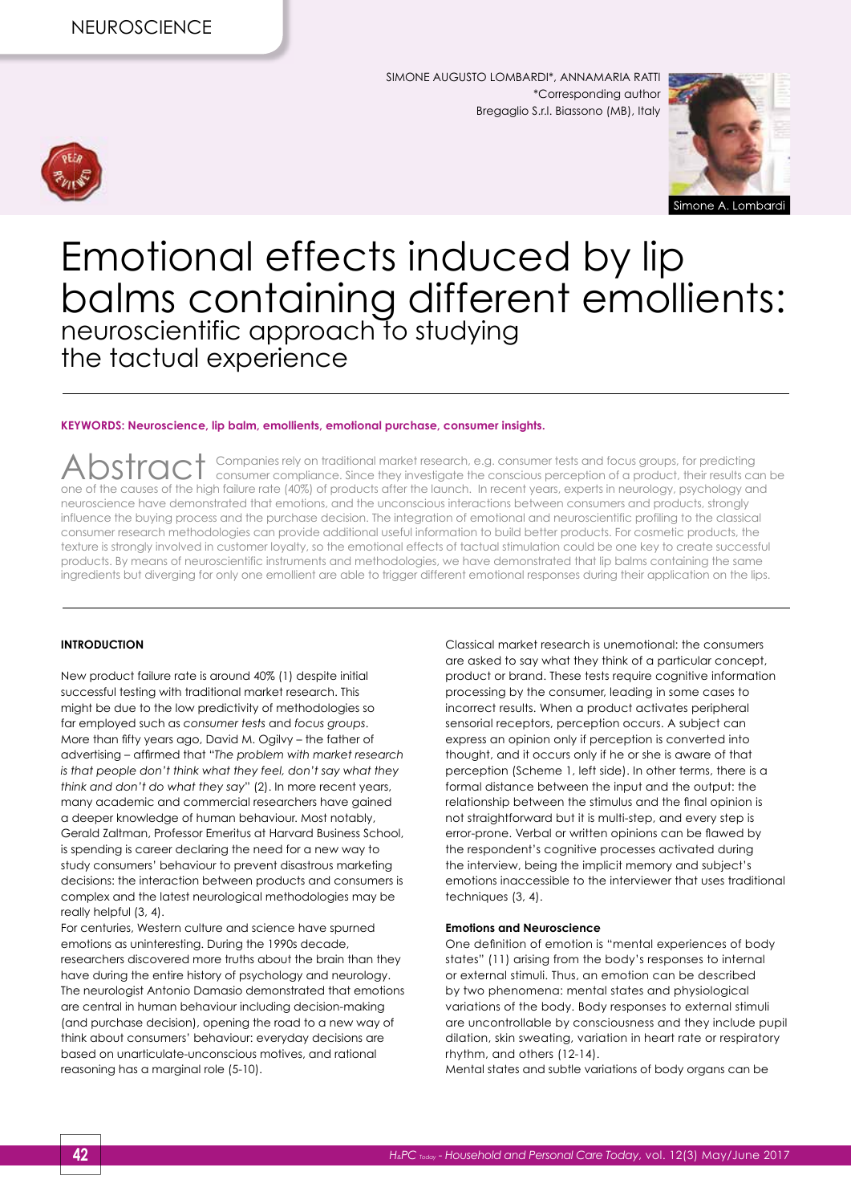SIMONE AUGUSTO LOMBARDI*, ANNAMARIA RATTI
*Corresponding author
Bregaglio S.r.l. Biassono (MB), Italy

# Emotional effects induced by lip balms containing different emollients: neuroscientific approach to studying the tactual experience

**KEYWORDS: Neuroscience, lip balm, emollients, emotional purchase, consumer insights.**

## Abstract

Companies rely on traditional market research, e.g. consumer tests and focus groups, for predicting consumer compliance. Since they investigate the conscious perception of a product, their results can be one of the causes of the high failure rate (40%) of products after the launch. In recent years, experts in neurology, psychology and neuroscience have demonstrated that emotions, and the unconscious interactions between consumers and products, strongly influence the buying process and the purchase decision. The integration of emotional and neuroscientific profiling to the classical consumer research methodologies can provide additional useful information to build better products. For cosmetic products, the texture is strongly involved in customer loyalty, so the emotional effects of tactual stimulation could be one key to create successful products. By means of neuroscientific instruments and methodologies, we have demonstrated that lip balms containing the same ingredients but diverging for only one emollient are able to trigger different emotional responses during their application on the lips.

## INTRODUCTION

New product failure rate is around 40% (1) despite initial successful testing with traditional market research. This might be due to the low predictivity of methodologies so far employed such as *consumer tests* and *focus groups*. More than fifty years ago, David M. Ogilvy – the father of advertising – affirmed that "*The problem with market research is that people don't think what they feel, don't say what they think and don't do what they say*" (2). In more recent years, many academic and commercial researchers have gained a deeper knowledge of human behaviour. Most notably, Gerald Zaltman, Professor Emeritus at Harvard Business School, is spending is career declaring the need for a new way to study consumers' behaviour to prevent disastrous marketing decisions: the interaction between products and consumers is complex and the latest neurological methodologies may be really helpful (3, 4).

For centuries, Western culture and science have spurned emotions as uninteresting. During the 1990s decade, researchers discovered more truths about the brain than they have during the entire history of psychology and neurology. The neurologist Antonio Damasio demonstrated that emotions are central in human behaviour including decision-making (and purchase decision), opening the road to a new way of think about consumers' behaviour: everyday decisions are based on unarticulate-unconscious motives, and rational reasoning has a marginal role (5-10).

Classical market research is unemotional: the consumers are asked to say what they think of a particular concept, product or brand. These tests require cognitive information processing by the consumer, leading in some cases to incorrect results. When a product activates peripheral sensorial receptors, perception occurs. A subject can express an opinion only if perception is converted into thought, and it occurs only if he or she is aware of that perception (Scheme 1, left side). In other terms, there is a formal distance between the input and the output: the relationship between the stimulus and the final opinion is not straightforward but it is multi-step, and every step is error-prone. Verbal or written opinions can be flawed by the respondent's cognitive processes activated during the interview, being the implicit memory and subject's emotions inaccessible to the interviewer that uses traditional techniques (3, 4).

### Emotions and Neuroscience

One definition of emotion is "mental experiences of body states" (11) arising from the body's responses to internal or external stimuli. Thus, an emotion can be described by two phenomena: mental states and physiological variations of the body. Body responses to external stimuli are uncontrollable by consciousness and they include pupil dilation, skin sweating, variation in heart rate or respiratory rhythm, and others (12-14).

Mental states and subtle variations of body organs can be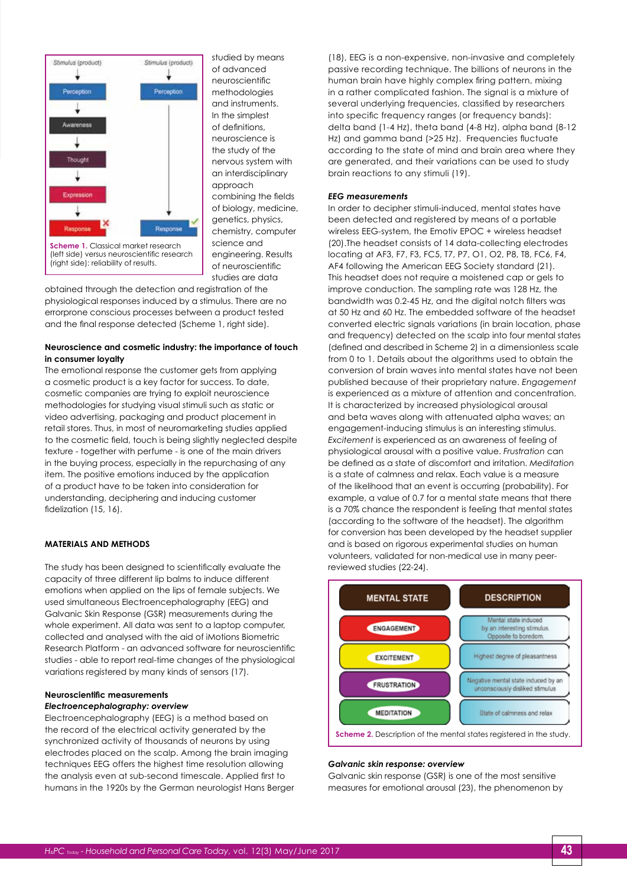| Stimulus (product) | Stimulus (product) |
|---|---|
| Perception | Perception |
| Awareness | |
| Thought | |
| Expression | |
| Response ✗ | Response ✓ |

**Scheme 1.** Classical market research (left side) versus neuroscientific research (right side): reliability of results.

studied by means of advanced neuroscientific methodologies and instruments. In the simplest of definitions, neuroscience is the study of the nervous system with an interdisciplinary approach combining the fields of biology, medicine, genetics, physics, chemistry, computer science and engineering. Results of neuroscientific studies are data obtained through the detection and registration of the physiological responses induced by a stimulus. There are no errorprone conscious processes between a product tested and the final response detected (Scheme 1, right side).

**Neuroscience and cosmetic industry: the importance of touch in consumer loyalty**

The emotional response the customer gets from applying a cosmetic product is a key factor for success. To date, cosmetic companies are trying to exploit neuroscience methodologies for studying visual stimuli such as static or video advertising, packaging and product placement in retail stores. Thus, in most of neuromarketing studies applied to the cosmetic field, touch is being slightly neglected despite texture - together with perfume - is one of the main drivers in the buying process, especially in the repurchasing of any item. The positive emotions induced by the application of a product have to be taken into consideration for understanding, deciphering and inducing customer fidelization (15, 16).

## MATERIALS AND METHODS

The study has been designed to scientifically evaluate the capacity of three different lip balms to induce different emotions when applied on the lips of female subjects. We used simultaneous Electroencephalography (EEG) and Galvanic Skin Response (GSR) measurements during the whole experiment. All data was sent to a laptop computer, collected and analysed with the aid of iMotions Biometric Research Platform - an advanced software for neuroscientific studies - able to report real-time changes of the physiological variations registered by many kinds of sensors (17).

### Neuroscientific measurements

#### *Electroencephalography: overview*

Electroencephalography (EEG) is a method based on the record of the electrical activity generated by the synchronized activity of thousands of neurons by using electrodes placed on the scalp. Among the brain imaging techniques EEG offers the highest time resolution allowing the analysis even at sub-second timescale. Applied first to humans in the 1920s by the German neurologist Hans Berger (18), EEG is a non-expensive, non-invasive and completely passive recording technique. The billions of neurons in the human brain have highly complex firing pattern, mixing in a rather complicated fashion. The signal is a mixture of several underlying frequencies, classified by researchers into specific frequency ranges (or frequency bands): delta band (1-4 Hz), theta band (4-8 Hz), alpha band (8-12 Hz) and gamma band (>25 Hz). Frequencies fluctuate according to the state of mind and brain area where they are generated, and their variations can be used to study brain reactions to any stimuli (19).

#### *EEG measurements*

In order to decipher stimuli-induced, mental states have been detected and registered by means of a portable wireless EEG-system, the Emotiv EPOC + wireless headset (20).The headset consists of 14 data-collecting electrodes locating at AF3, F7, F3, FC5, T7, P7, O1, O2, P8, T8, FC6, F4, AF4 following the American EEG Society standard (21). This headset does not require a moistened cap or gels to improve conduction. The sampling rate was 128 Hz, the bandwidth was 0.2-45 Hz, and the digital notch filters was at 50 Hz and 60 Hz. The embedded software of the headset converted electric signals variations (in brain location, phase and frequency) detected on the scalp into four mental states (defined and described in Scheme 2) in a dimensionless scale from 0 to 1. Details about the algorithms used to obtain the conversion of brain waves into mental states have not been published because of their proprietary nature. *Engagement* is experienced as a mixture of attention and concentration. It is characterized by increased physiological arousal and beta waves along with attenuated alpha waves; an engagement-inducing stimulus is an interesting stimulus. *Excitement* is experienced as an awareness of feeling of physiological arousal with a positive value. *Frustration* can be defined as a state of discomfort and irritation. *Meditation* is a state of calmness and relax. Each value is a measure of the likelihood that an event is occurring (probability). For example, a value of 0.7 for a mental state means that there is a 70% chance the respondent is feeling that mental states (according to the software of the headset). The algorithm for conversion has been developed by the headset supplier and is based on rigorous experimental studies on human volunteers, validated for non-medical use in many peer-reviewed studies (22-24).

| MENTAL STATE | DESCRIPTION |
|---|---|
| ENGAGEMENT | Mental state induced by an interesting stimulus. Opposite to boredom. |
| EXCITEMENT | Highest degree of pleasantness |
| FRUSTRATION | Negative mental state induced by an unconsciously disliked stimulus |
| MEDITATION | State of calmness and relax |

**Scheme 2.** Description of the mental states registered in the study.

#### *Galvanic skin response: overview*

Galvanic skin response (GSR) is one of the most sensitive measures for emotional arousal (23), the phenomenon by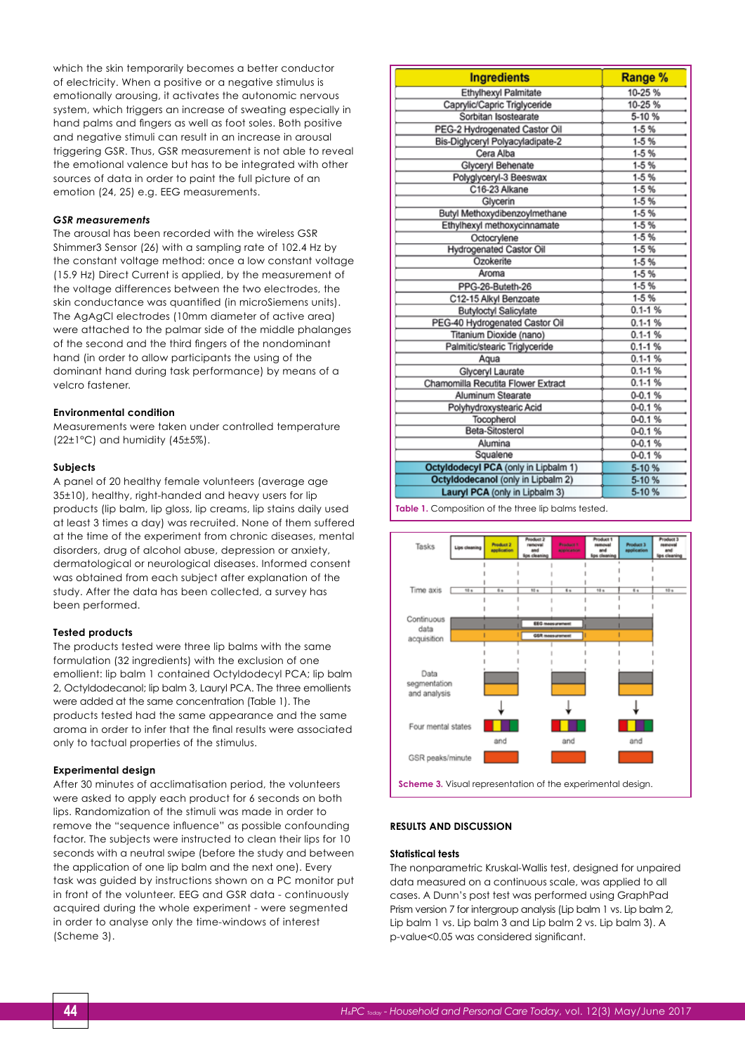which the skin temporarily becomes a better conductor of electricity. When a positive or a negative stimulus is emotionally arousing, it activates the autonomic nervous system, which triggers an increase of sweating especially in hand palms and fingers as well as foot soles. Both positive and negative stimuli can result in an increase in arousal triggering GSR. Thus, GSR measurement is not able to reveal the emotional valence but has to be integrated with other sources of data in order to paint the full picture of an emotion (24, 25) e.g. EEG measurements.

#### *GSR measurements*

The arousal has been recorded with the wireless GSR Shimmer3 Sensor (26) with a sampling rate of 102.4 Hz by the constant voltage method: once a low constant voltage (15.9 Hz) Direct Current is applied, by the measurement of the voltage differences between the two electrodes, the skin conductance was quantified (in microSiemens units). The AgAgCl electrodes (10mm diameter of active area) were attached to the palmar side of the middle phalanges of the second and the third fingers of the nondominant hand (in order to allow participants the using of the dominant hand during task performance) by means of a velcro fastener.

#### Environmental condition

Measurements were taken under controlled temperature (22±1°C) and humidity (45±5%).

#### Subjects

A panel of 20 healthy female volunteers (average age 35±10), healthy, right-handed and heavy users for lip products (lip balm, lip gloss, lip creams, lip stains daily used at least 3 times a day) was recruited. None of them suffered at the time of the experiment from chronic diseases, mental disorders, drug of alcohol abuse, depression or anxiety, dermatological or neurological diseases. Informed consent was obtained from each subject after explanation of the study. After the data has been collected, a survey has been performed.

#### Tested products

The products tested were three lip balms with the same formulation (32 ingredients) with the exclusion of one emollient: lip balm 1 contained Octyldodecyl PCA; lip balm 2, Octyldodecanol; lip balm 3, Lauryl PCA. The three emollients were added at the same concentration (Table 1). The products tested had the same appearance and the same aroma in order to infer that the final results were associated only to tactual properties of the stimulus.

#### Experimental design

After 30 minutes of acclimatisation period, the volunteers were asked to apply each product for 6 seconds on both lips. Randomization of the stimuli was made in order to remove the "sequence influence" as possible confounding factor. The subjects were instructed to clean their lips for 10 seconds with a neutral swipe (before the study and between the application of one lip balm and the next one). Every task was guided by instructions shown on a PC monitor put in front of the volunteer. EEG and GSR data - continuously acquired during the whole experiment - were segmented in order to analyse only the time-windows of interest (Scheme 3).

| Ingredients | Range % |
|---|---|
| Ethylhexyl Palmitate | 10-25 % |
| Caprylic/Capric Triglyceride | 10-25 % |
| Sorbitan Isostearate | 5-10 % |
| PEG-2 Hydrogenated Castor Oil | 1-5 % |
| Bis-Diglyceryl Polyacyladipate-2 | 1-5 % |
| Cera Alba | 1-5 % |
| Glyceryl Behenate | 1-5 % |
| Polyglyceryl-3 Beeswax | 1-5 % |
| C16-23 Alkane | 1-5 % |
| Glycerin | 1-5 % |
| Butyl Methoxydibenzoylmethane | 1-5 % |
| Ethylhexyl methoxycinnamate | 1-5 % |
| Octocrylene | 1-5 % |
| Hydrogenated Castor Oil | 1-5 % |
| Ozokerite | 1-5 % |
| Aroma | 1-5 % |
| PPG-26-Buteth-26 | 1-5 % |
| C12-15 Alkyl Benzoate | 1-5 % |
| Butyloctyl Salicylate | 0.1-1 % |
| PEG-40 Hydrogenated Castor Oil | 0.1-1 % |
| Titanium Dioxide (nano) | 0.1-1 % |
| Palmitic/stearic Triglyceride | 0.1-1 % |
| Aqua | 0.1-1 % |
| Glyceryl Laurate | 0.1-1 % |
| Chamomilla Recutita Flower Extract | 0.1-1 % |
| Aluminum Stearate | 0-0.1 % |
| Polyhydroxystearic Acid | 0-0.1 % |
| Tocopherol | 0-0.1 % |
| Beta-Sitosterol | 0-0.1 % |
| Alumina | 0-0.1 % |
| Squalene | 0-0.1 % |
| **Octyldodecyl PCA** (only in Lipbalm 1) | 5-10 % |
| **Octyldodecanol** (only in Lipbalm 2) | 5-10 % |
| **Lauryl PCA** (only in Lipbalm 3) | 5-10 % |

**Table 1.** Composition of the three lip balms tested.

**Scheme 3.** Visual representation of the experimental design.

## RESULTS AND DISCUSSION

#### Statistical tests

The nonparametric Kruskal-Wallis test, designed for unpaired data measured on a continuous scale, was applied to all cases. A Dunn's post test was performed using GraphPad Prism version 7 for intergroup analysis (Lip balm 1 vs. Lip balm 2, Lip balm 1 vs. Lip balm 3 and Lip balm 2 vs. Lip balm 3). A p-value<0.05 was considered significant.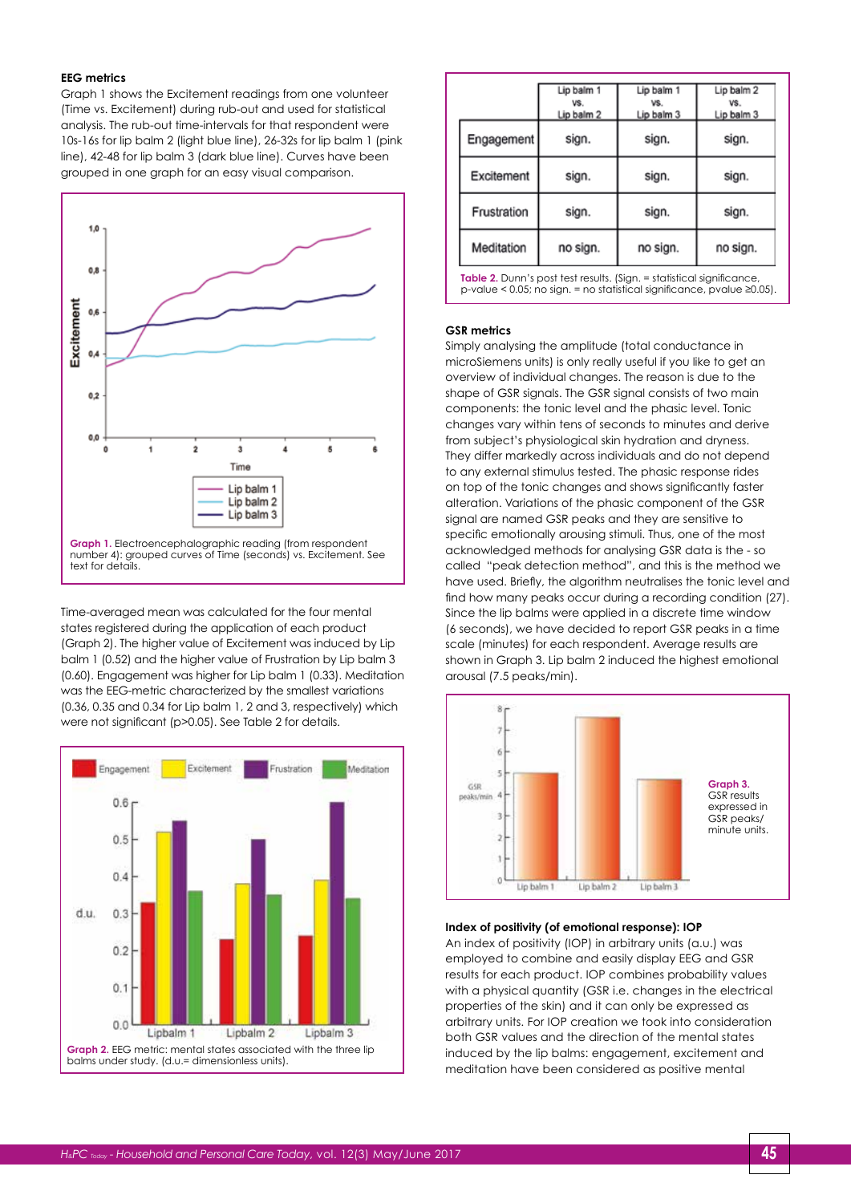### EEG metrics

Graph 1 shows the Excitement readings from one volunteer (Time vs. Excitement) during rub-out and used for statistical analysis. The rub-out time-intervals for that respondent were 10s-16s for lip balm 2 (light blue line), 26-32s for lip balm 1 (pink line), 42-48 for lip balm 3 (dark blue line). Curves have been grouped in one graph for an easy visual comparison.

Graph 1. Electroencephalographic reading (from respondent number 4): grouped curves of Time (seconds) vs. Excitement. See text for details.

Time-averaged mean was calculated for the four mental states registered during the application of each product (Graph 2). The higher value of Excitement was induced by Lip balm 1 (0.52) and the higher value of Frustration by Lip balm 3 (0.60). Engagement was higher for Lip balm 1 (0.33). Meditation was the EEG-metric characterized by the smallest variations (0.36, 0.35 and 0.34 for Lip balm 1, 2 and 3, respectively) which were not significant (p>0.05). See Table 2 for details.

Graph 2. EEG metric: mental states associated with the three lip balms under study. (d.u.= dimensionless units).

| | Lip balm 1 vs. Lip balm 2 | Lip balm 1 vs. Lip balm 3 | Lip balm 2 vs. Lip balm 3 |
|---|---|---|---|
| Engagement | sign. | sign. | sign. |
| Excitement | sign. | sign. | sign. |
| Frustration | sign. | sign. | sign. |
| Meditation | no sign. | no sign. | no sign. |

Table 2. Dunn's post test results. (Sign. = statistical significance, p-value < 0.05; no sign. = no statistical significance, pvalue ≥0.05).

### GSR metrics

Simply analysing the amplitude (total conductance in microSiemens units) is only really useful if you like to get an overview of individual changes. The reason is due to the shape of GSR signals. The GSR signal consists of two main components: the tonic level and the phasic level. Tonic changes vary within tens of seconds to minutes and derive from subject's physiological skin hydration and dryness. They differ markedly across individuals and do not depend to any external stimulus tested. The phasic response rides on top of the tonic changes and shows significantly faster alteration. Variations of the phasic component of the GSR signal are named GSR peaks and they are sensitive to specific emotionally arousing stimuli. Thus, one of the most acknowledged methods for analysing GSR data is the - so called "peak detection method", and this is the method we have used. Briefly, the algorithm neutralises the tonic level and find how many peaks occur during a recording condition (27). Since the lip balms were applied in a discrete time window (6 seconds), we have decided to report GSR peaks in a time scale (minutes) for each respondent. Average results are shown in Graph 3. Lip balm 2 induced the highest emotional arousal (7.5 peaks/min).

Graph 3. GSR results expressed in GSR peaks/minute units.

### Index of positivity (of emotional response): IOP

An index of positivity (IOP) in arbitrary units (a.u.) was employed to combine and easily display EEG and GSR results for each product. IOP combines probability values with a physical quantity (GSR i.e. changes in the electrical properties of the skin) and it can only be expressed as arbitrary units. For IOP creation we took into consideration both GSR values and the direction of the mental states induced by the lip balms: engagement, excitement and meditation have been considered as positive mental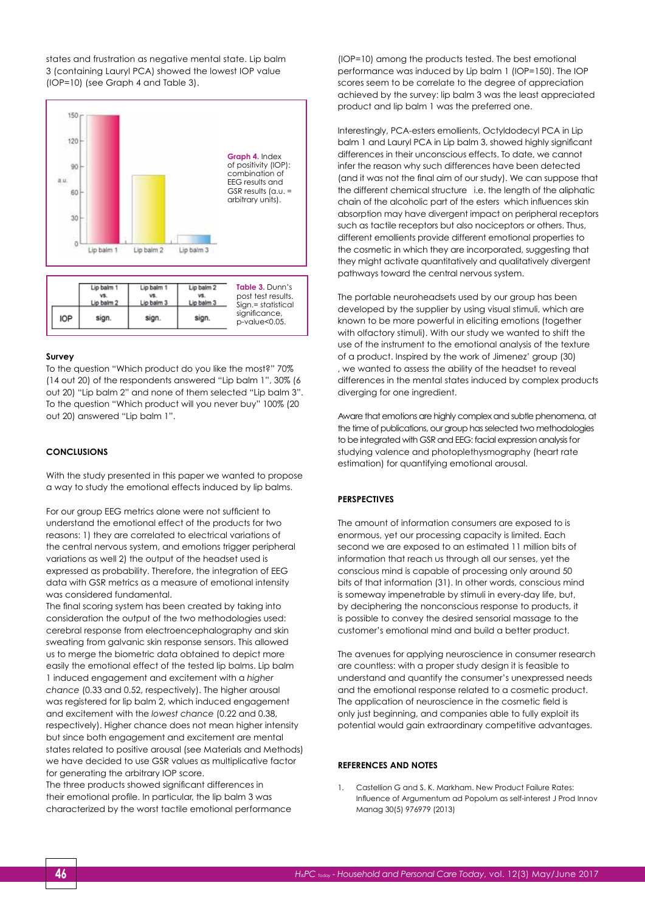states and frustration as negative mental state. Lip balm 3 (containing Lauryl PCA) showed the lowest IOP value (IOP=10) (see Graph 4 and Table 3).

**Graph 4.** Index of positivity (IOP): combination of EEG results and GSR results (a.u. = arbitrary units).

| | Lip balm 1 vs. Lip balm 2 | Lip balm 1 vs. Lip balm 3 | Lip balm 2 vs. Lip balm 3 |
|---|---|---|---|
| IOP | sign. | sign. | sign. |

**Table 3.** Dunn's post test results. Sign.= statistical significance, p-value<0.05.

### Survey

To the question "Which product do you like the most?" 70% (14 out 20) of the respondents answered "Lip balm 1", 30% (6 out 20) "Lip balm 2" and none of them selected "Lip balm 3". To the question "Which product will you never buy" 100% (20 out 20) answered "Lip balm 1".

## CONCLUSIONS

With the study presented in this paper we wanted to propose a way to study the emotional effects induced by lip balms.

For our group EEG metrics alone were not sufficient to understand the emotional effect of the products for two reasons: 1) they are correlated to electrical variations of the central nervous system, and emotions trigger peripheral variations as well 2) the output of the headset used is expressed as probability. Therefore, the integration of EEG data with GSR metrics as a measure of emotional intensity was considered fundamental.
The final scoring system has been created by taking into consideration the output of the two methodologies used: cerebral response from electroencephalography and skin sweating from galvanic skin response sensors. This allowed us to merge the biometric data obtained to depict more easily the emotional effect of the tested lip balms. Lip balm 1 induced engagement and excitement with a *higher chance* (0.33 and 0.52, respectively). The higher arousal was registered for lip balm 2, which induced engagement and excitement with the *lowest chance* (0.22 and 0.38, respectively). Higher chance does not mean higher intensity but since both engagement and excitement are mental states related to positive arousal (see Materials and Methods) we have decided to use GSR values as multiplicative factor for generating the arbitrary IOP score.
The three products showed significant differences in their emotional profile. In particular, the lip balm 3 was characterized by the worst tactile emotional performance (IOP=10) among the products tested. The best emotional performance was induced by Lip balm 1 (IOP=150). The IOP scores seem to be correlate to the degree of appreciation achieved by the survey: lip balm 3 was the least appreciated product and lip balm 1 was the preferred one.

Interestingly, PCA-esters emollients, Octyldodecyl PCA in Lip balm 1 and Lauryl PCA in Lip balm 3, showed highly significant differences in their unconscious effects. To date, we cannot infer the reason why such differences have been detected (and it was not the final aim of our study). We can suppose that the different chemical structure i.e. the length of the aliphatic chain of the alcoholic part of the esters which influences skin absorption may have divergent impact on peripheral receptors such as tactile receptors but also nociceptors or others. Thus, different emollients provide different emotional properties to the cosmetic in which they are incorporated, suggesting that they might activate quantitatively and qualitatively divergent pathways toward the central nervous system.

The portable neuroheadsets used by our group has been developed by the supplier by using visual stimuli, which are known to be more powerful in eliciting emotions (together with olfactory stimuli). With our study we wanted to shift the use of the instrument to the emotional analysis of the texture of a product. Inspired by the work of Jimenez' group (30) , we wanted to assess the ability of the headset to reveal differences in the mental states induced by complex products diverging for one ingredient.

Aware that emotions are highly complex and subtle phenomena, at the time of publications, our group has selected two methodologies to be integrated with GSR and EEG: facial expression analysis for studying valence and photoplethysmography (heart rate estimation) for quantifying emotional arousal.

## PERSPECTIVES

The amount of information consumers are exposed to is enormous, yet our processing capacity is limited. Each second we are exposed to an estimated 11 million bits of information that reach us through all our senses, yet the conscious mind is capable of processing only around 50 bits of that information (31). In other words, conscious mind is someway impenetrable by stimuli in every-day life, but, by deciphering the nonconscious response to products, it is possible to convey the desired sensorial massage to the customer's emotional mind and build a better product.

The avenues for applying neuroscience in consumer research are countless: with a proper study design it is feasible to understand and quantify the consumer's unexpressed needs and the emotional response related to a cosmetic product. The application of neuroscience in the cosmetic field is only just beginning, and companies able to fully exploit its potential would gain extraordinary competitive advantages.

## REFERENCES AND NOTES

1. Castellion G and S. K. Markham. New Product Failure Rates: Influence of Argumentum ad Popolum as self-interest J Prod Innov Manag 30(5) 976979 (2013)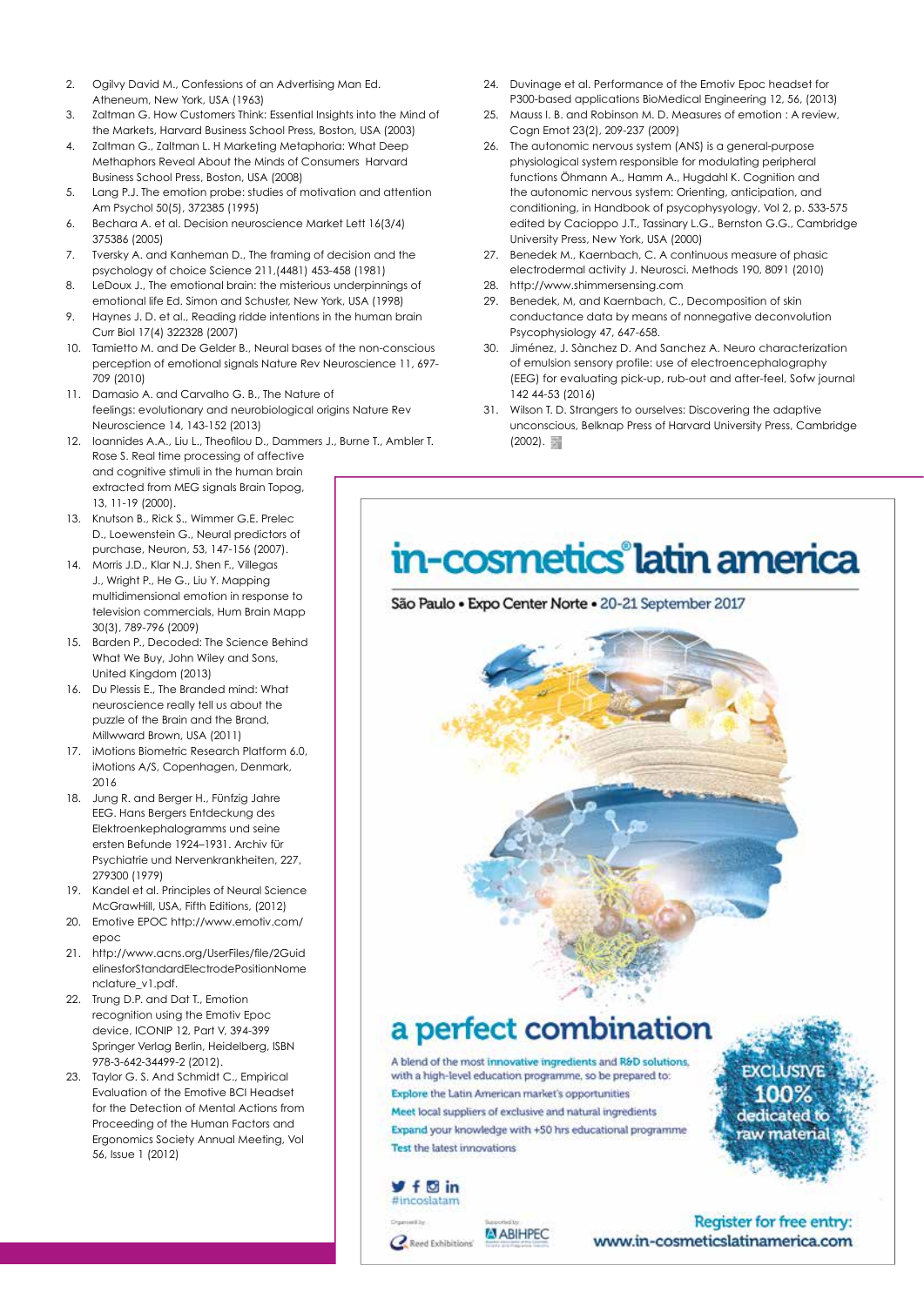2. Ogilvy David M., Confessions of an Advertising Man Ed. Atheneum, New York, USA (1963)
3. Zaltman G. How Customers Think: Essential Insights into the Mind of the Markets, Harvard Business School Press, Boston, USA (2003)
4. Zaltman G., Zaltman L. H Marketing Metaphoria: What Deep Methaphors Reveal About the Minds of Consumers Harvard Business School Press, Boston, USA (2008)
5. Lang P.J. The emotion probe: studies of motivation and attention Am Psychol 50(5), 372385 (1995)
6. Bechara A. et al. Decision neuroscience Market Lett 16(3/4) 375386 (2005)
7. Tversky A. and Kanheman D., The framing of decision and the psychology of choice Science 211,(4481) 453-458 (1981)
8. LeDoux J., The emotional brain: the misterious underpinnings of emotional life Ed. Simon and Schuster, New York, USA (1998)
9. Haynes J. D. et al., Reading ridde intentions in the human brain Curr Biol 17(4) 322328 (2007)
10. Tamietto M. and De Gelder B., Neural bases of the non-conscious perception of emotional signals Nature Rev Neuroscience 11, 697-709 (2010)
11. Damasio A. and Carvalho G. B., The Nature of feelings: evolutionary and neurobiological origins Nature Rev Neuroscience 14, 143-152 (2013)
12. Ioannides A.A., Liu L., Theofilou D., Dammers J., Burne T., Ambler T. Rose S. Real time processing of affective and cognitive stimuli in the human brain extracted from MEG signals Brain Topog, 13, 11-19 (2000).
13. Knutson B., Rick S., Wimmer G.E. Prelec D., Loewenstein G., Neural predictors of purchase, Neuron, 53, 147-156 (2007).
14. Morris J.D., Klar N.J. Shen F., Villegas J., Wright P., He G., Liu Y. Mapping multidimensional emotion in response to television commercials, Hum Brain Mapp 30(3), 789-796 (2009)
15. Barden P., Decoded: The Science Behind What We Buy, John Wiley and Sons, United Kingdom (2013)
16. Du Plessis E., The Branded mind: What neuroscience really tell us about the puzzle of the Brain and the Brand, Millwward Brown, USA (2011)
17. iMotions Biometric Research Platform 6.0, iMotions A/S, Copenhagen, Denmark, 2016
18. Jung R. and Berger H., Fünfzig Jahre EEG. Hans Bergers Entdeckung des Elektroenkephalogramms und seine ersten Befunde 1924–1931. Archiv für Psychiatrie und Nervenkrankheiten, 227, 279300 (1979)
19. Kandel et al. Principles of Neural Science McGrawHill, USA, Fifth Editions, (2012)
20. Emotive EPOC http://www.emotiv.com/epoc
21. http://www.acns.org/UserFiles/file/2GuidelinesforStandardElectrodePositionNomenclature_v1.pdf.
22. Trung D.P. and Dat T., Emotion recognition using the Emotiv Epoc device, ICONIP 12, Part V, 394-399 Springer Verlag Berlin, Heidelberg, ISBN 978-3-642-34499-2 (2012).
23. Taylor G. S. And Schmidt C., Empirical Evaluation of the Emotive BCI Headset for the Detection of Mental Actions from Proceeding of the Human Factors and Ergonomics Society Annual Meeting, Vol 56, Issue 1 (2012)
24. Duvinage et al. Performance of the Emotiv Epoc headset for P300-based applications BioMedical Engineering 12, 56, (2013)
25. Mauss I. B. and Robinson M. D. Measures of emotion : A review, Cogn Emot 23(2), 209-237 (2009)
26. The autonomic nervous system (ANS) is a general-purpose physiological system responsible for modulating peripheral functions Öhmann A., Hamm A., Hugdahl K. Cognition and the autonomic nervous system: Orienting, anticipation, and conditioning, in Handbook of psycophysyology, Vol 2, p. 533-575 edited by Cacioppo J.T., Tassinary L.G., Bernston G.G., Cambridge University Press, New York, USA (2000)
27. Benedek M., Kaernbach, C. A continuous measure of phasic electrodermal activity J. Neurosci. Methods 190, 8091 (2010)
28. http://www.shimmersensing.com
29. Benedek, M, and Kaernbach, C., Decomposition of skin conductance data by means of nonnegative deconvolution Psycophysiology 47, 647-658.
30. Jiménez, J. Sànchez D. And Sanchez A. Neuro characterization of emulsion sensory profile: use of electroencephalography (EEG) for evaluating pick-up, rub-out and after-feel, Sofw journal 142 44-53 (2016)
31. Wilson T. D. Strangers to ourselves: Discovering the adaptive unconscious, Belknap Press of Harvard University Press, Cambridge (2002).

# in-cosmetics® latin america

São Paulo • Expo Center Norte • 20-21 September 2017

## a perfect combination

A blend of the most innovative ingredients and R&D solutions, with a high-level education programme, so be prepared to:

**Explore** the Latin American market's opportunities
**Meet** local suppliers of exclusive and natural ingredients
**Expand** your knowledge with +50 hrs educational programme
**Test** the latest innovations

EXCLUSIVE 100% dedicated to raw material

#incoslatam

Organised by: Reed Exhibitions
Supported by: ABIHPEC

Register for free entry: www.in-cosmeticslatinamerica.com